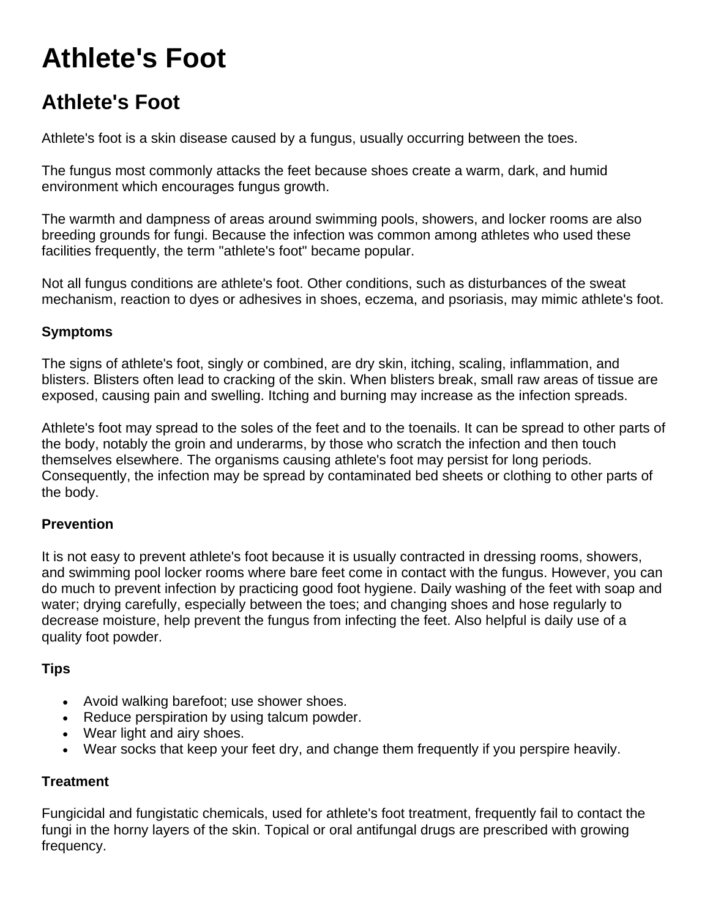# Athlete's Foot

## Athlete's Foot

Athlete's foot is a skin disease caused by a fungus, usually occurring between the toes.

The fungus most commonly attacks the feet because shoes create a warm, dark, and humid environment which encourages fungus growth.

The warmth and dampness of areas around swimming pools, showers, and locker rooms are also breeding grounds for fungi. Because the infection was common among athletes who used these facilities frequently, the term "athlete's foot" became popular.

Not all fungus conditions are athlete's foot. Other conditions, such as disturbances of the sweat mechanism, reaction to dyes or adhesives in shoes, eczema, and psoriasis, may mimic athlete's foot.

### Symptoms

The signs of athlete's foot, singly or combined, are dry skin, itching, scaling, inflammation, and blisters. Blisters often lead to cracking of the skin. When blisters break, small raw areas of tissue are exposed, causing pain and swelling. Itching and burning may increase as the infection spreads.

Athlete's foot may spread to the soles of the feet and to the toenails. It can be spread to other parts of the body, notably the groin and underarms, by those who scratch the infection and then touch themselves elsewhere. The organisms causing athlete's foot may persist for long periods. Consequently, the infection may be spread by contaminated bed sheets or clothing to other parts of the body.

### Prevention

It is not easy to prevent athlete's foot because it is usually contracted in dressing rooms, showers, and swimming pool locker rooms where bare feet come in contact with the fungus. However, you can do much to prevent infection by practicing good foot hygiene. Daily washing of the feet with soap and water; drying carefully, especially between the toes; and changing shoes and hose regularly to decrease moisture, help prevent the fungus from infecting the feet. Also helpful is daily use of a quality foot powder.

### Tips

- Avoid walking barefoot; use shower shoes.
- Reduce perspiration by using talcum powder.
- Wear light and airy shoes.
- Wear socks that keep your feet dry, and change them frequently if you perspire heavily.

### Treatment

Fungicidal and fungistatic chemicals, used for athlete's foot treatment, frequently fail to contact the fungi in the horny layers of the skin. Topical or oral antifungal drugs are prescribed with growing frequency.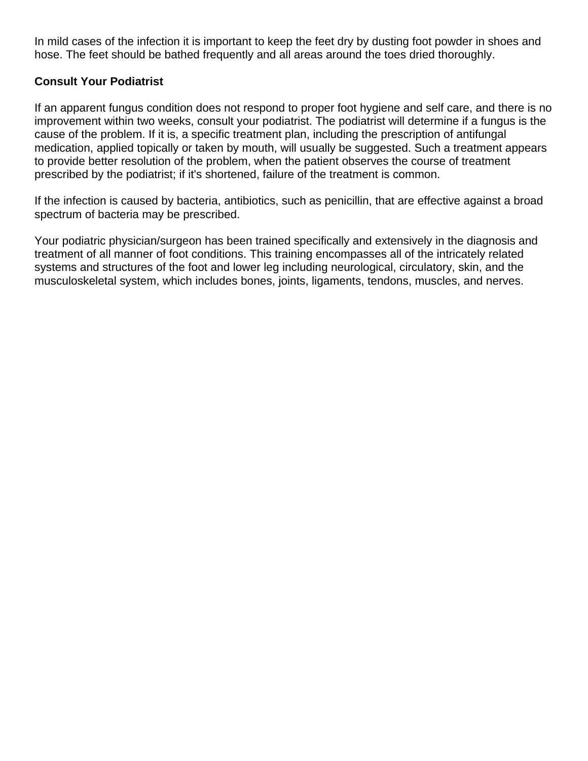In mild cases of the infection it is important to keep the feet dry by dusting foot powder in shoes and hose. The feet should be bathed frequently and all areas around the toes dried thoroughly.

**Consult Your Podiatrist**

If an apparent fungus condition does not respond to proper foot hygiene and self care, and there is no improvement within two weeks, consult your podiatrist. The podiatrist will determine if a fungus is the cause of the problem. If it is, a specific treatment plan, including the prescription of antifungal medication, applied topically or taken by mouth, will usually be suggested. Such a treatment appears to provide better resolution of the problem, when the patient observes the course of treatment prescribed by the podiatrist; if it's shortened, failure of the treatment is common.

If the infection is caused by bacteria, antibiotics, such as penicillin, that are effective against a broad spectrum of bacteria may be prescribed.

Your podiatric physician/surgeon has been trained specifically and extensively in the diagnosis and treatment of all manner of foot conditions. This training encompasses all of the intricately related systems and structures of the foot and lower leg including neurological, circulatory, skin, and the musculoskeletal system, which includes bones, joints, ligaments, tendons, muscles, and nerves.